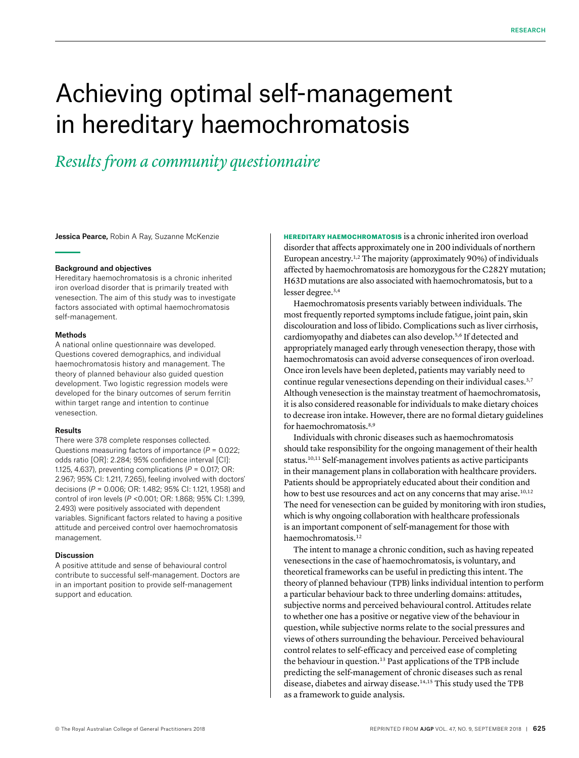# Achieving optimal self-management in hereditary haemochromatosis

## *Results from a community questionnaire*

**Jessica Pearce,** Robin A Ray, Suzanne McKenzie

### Background and objectives

Hereditary haemochromatosis is a chronic inherited iron overload disorder that is primarily treated with venesection. The aim of this study was to investigate factors associated with optimal haemochromatosis self-management.

### Methods

A national online questionnaire was developed. Questions covered demographics, and individual haemochromatosis history and management. The theory of planned behaviour also guided question development. Two logistic regression models were developed for the binary outcomes of serum ferritin within target range and intention to continue venesection.

### Results

There were 378 complete responses collected. Questions measuring factors of importance ($P$ = 0.022; odds ratio [OR]: 2.284; 95% confidence interval [CI]: 1.125, 4.637), preventing complications ($P$ = 0.017; OR: 2.967; 95% CI: 1.211, 7.265), feeling involved with doctors' decisions ($P$ = 0.006; OR: 1.482; 95% CI: 1.121, 1.958) and control of iron levels ($P$ <0.001; OR: 1.868; 95% CI: 1.399, 2.493) were positively associated with dependent variables. Significant factors related to having a positive attitude and perceived control over haemochromatosis management.

### Discussion

A positive attitude and sense of behavioural control contribute to successful self-management. Doctors are in an important position to provide self-management support and education.

**HEREDITARY HAEMOCHROMATOSIS** is a chronic inherited iron overload disorder that affects approximately one in 200 individuals of northern European ancestry.[1,2] The majority (approximately 90%) of individuals affected by haemochromatosis are homozygous for the C282Y mutation; H63D mutations are also associated with haemochromatosis, but to a lesser degree.[3,4]

Haemochromatosis presents variably between individuals. The most frequently reported symptoms include fatigue, joint pain, skin discolouration and loss of libido. Complications such as liver cirrhosis, cardiomyopathy and diabetes can also develop.[5,6] If detected and appropriately managed early through venesection therapy, those with haemochromatosis can avoid adverse consequences of iron overload. Once iron levels have been depleted, patients may variably need to continue regular venesections depending on their individual cases.[3,7] Although venesection is the mainstay treatment of haemochromatosis, it is also considered reasonable for individuals to make dietary choices to decrease iron intake. However, there are no formal dietary guidelines for haemochromatosis.[8,9]

Individuals with chronic diseases such as haemochromatosis should take responsibility for the ongoing management of their health status.[10,11] Self-management involves patients as active participants in their management plans in collaboration with healthcare providers. Patients should be appropriately educated about their condition and how to best use resources and act on any concerns that may arise.[10,12] The need for venesection can be guided by monitoring with iron studies, which is why ongoing collaboration with healthcare professionals is an important component of self-management for those with haemochromatosis.[12]

The intent to manage a chronic condition, such as having repeated venesections in the case of haemochromatosis, is voluntary, and theoretical frameworks can be useful in predicting this intent. The theory of planned behaviour (TPB) links individual intention to perform a particular behaviour back to three underling domains: attitudes, subjective norms and perceived behavioural control. Attitudes relate to whether one has a positive or negative view of the behaviour in question, while subjective norms relate to the social pressures and views of others surrounding the behaviour. Perceived behavioural control relates to self-efficacy and perceived ease of completing the behaviour in question.[13] Past applications of the TPB include predicting the self-management of chronic diseases such as renal disease, diabetes and airway disease.[14,15] This study used the TPB as a framework to guide analysis.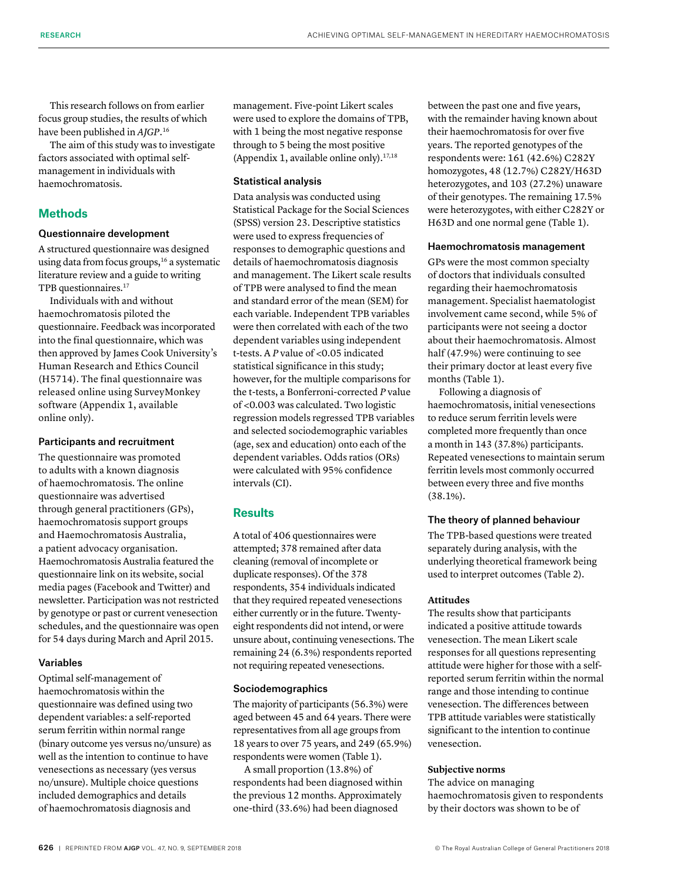This research follows on from earlier focus group studies, the results of which have been published in *AJGP*.[16]

The aim of this study was to investigate factors associated with optimal self-management in individuals with haemochromatosis.

## Methods

### Questionnaire development

A structured questionnaire was designed using data from focus groups,[16] a systematic literature review and a guide to writing TPB questionnaires.[17]

Individuals with and without haemochromatosis piloted the questionnaire. Feedback was incorporated into the final questionnaire, which was then approved by James Cook University's Human Research and Ethics Council (H5714). The final questionnaire was released online using SurveyMonkey software (Appendix 1, available online only).

### Participants and recruitment

The questionnaire was promoted to adults with a known diagnosis of haemochromatosis. The online questionnaire was advertised through general practitioners (GPs), haemochromatosis support groups and Haemochromatosis Australia, a patient advocacy organisation. Haemochromatosis Australia featured the questionnaire link on its website, social media pages (Facebook and Twitter) and newsletter. Participation was not restricted by genotype or past or current venesection schedules, and the questionnaire was open for 54 days during March and April 2015.

### Variables

Optimal self-management of haemochromatosis within the questionnaire was defined using two dependent variables: a self-reported serum ferritin within normal range (binary outcome yes versus no/unsure) as well as the intention to continue to have venesections as necessary (yes versus no/unsure). Multiple choice questions included demographics and details of haemochromatosis diagnosis and management. Five-point Likert scales were used to explore the domains of TPB, with 1 being the most negative response through to 5 being the most positive (Appendix 1, available online only).[17,18]

### Statistical analysis

Data analysis was conducted using Statistical Package for the Social Sciences (SPSS) version 23. Descriptive statistics were used to express frequencies of responses to demographic questions and details of haemochromatosis diagnosis and management. The Likert scale results of TPB were analysed to find the mean and standard error of the mean (SEM) for each variable. Independent TPB variables were then correlated with each of the two dependent variables using independent t-tests. A *P* value of <0.05 indicated statistical significance in this study; however, for the multiple comparisons for the t-tests, a Bonferroni-corrected *P* value of <0.003 was calculated. Two logistic regression models regressed TPB variables and selected sociodemographic variables (age, sex and education) onto each of the dependent variables. Odds ratios (ORs) were calculated with 95% confidence intervals (CI).

## Results

A total of 406 questionnaires were attempted; 378 remained after data cleaning (removal of incomplete or duplicate responses). Of the 378 respondents, 354 individuals indicated that they required repeated venesections either currently or in the future. Twenty-eight respondents did not intend, or were unsure about, continuing venesections. The remaining 24 (6.3%) respondents reported not requiring repeated venesections.

### Sociodemographics

The majority of participants (56.3%) were aged between 45 and 64 years. There were representatives from all age groups from 18 years to over 75 years, and 249 (65.9%) respondents were women (Table 1).

A small proportion (13.8%) of respondents had been diagnosed within the previous 12 months. Approximately one-third (33.6%) had been diagnosed between the past one and five years, with the remainder having known about their haemochromatosis for over five years. The reported genotypes of the respondents were: 161 (42.6%) C282Y homozygotes, 48 (12.7%) C282Y/H63D heterozygotes, and 103 (27.2%) unaware of their genotypes. The remaining 17.5% were heterozygotes, with either C282Y or H63D and one normal gene (Table 1).

### Haemochromatosis management

GPs were the most common specialty of doctors that individuals consulted regarding their haemochromatosis management. Specialist haematologist involvement came second, while 5% of participants were not seeing a doctor about their haemochromatosis. Almost half (47.9%) were continuing to see their primary doctor at least every five months (Table 1).

Following a diagnosis of haemochromatosis, initial venesections to reduce serum ferritin levels were completed more frequently than once a month in 143 (37.8%) participants. Repeated venesections to maintain serum ferritin levels most commonly occurred between every three and five months (38.1%).

### The theory of planned behaviour

The TPB-based questions were treated separately during analysis, with the underlying theoretical framework being used to interpret outcomes (Table 2).

#### Attitudes

The results show that participants indicated a positive attitude towards venesection. The mean Likert scale responses for all questions representing attitude were higher for those with a self-reported serum ferritin within the normal range and those intending to continue venesection. The differences between TPB attitude variables were statistically significant to the intention to continue venesection.

#### Subjective norms

The advice on managing haemochromatosis given to respondents by their doctors was shown to be of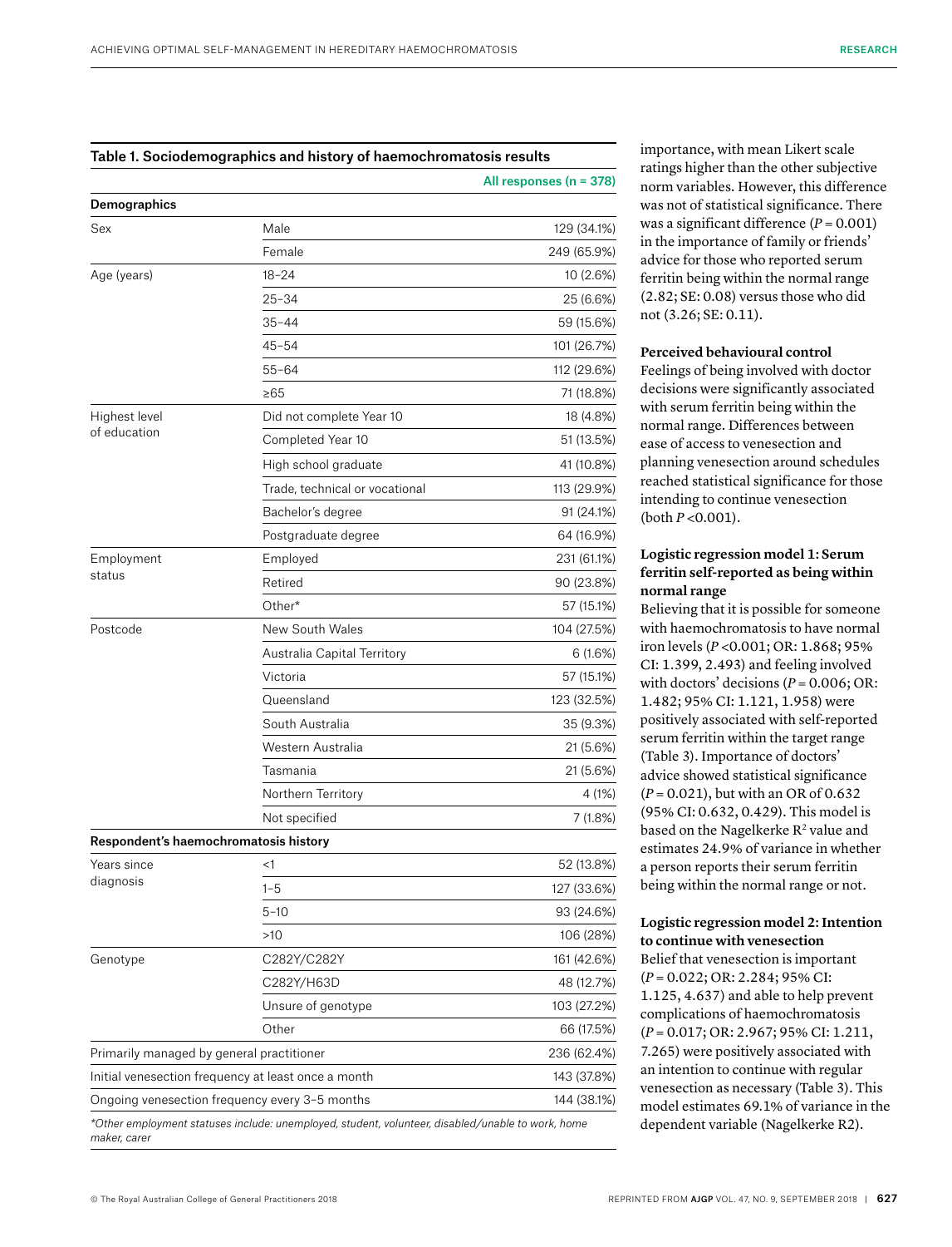**Table 1. Sociodemographics and history of haemochromatosis results**

| | | All responses (n = 378) |
|---|---|---|
| **Demographics** | | |
| Sex | Male | 129 (34.1%) |
| | Female | 249 (65.9%) |
| Age (years) | 18–24 | 10 (2.6%) |
| | 25–34 | 25 (6.6%) |
| | 35–44 | 59 (15.6%) |
| | 45–54 | 101 (26.7%) |
| | 55–64 | 112 (29.6%) |
| | ≥65 | 71 (18.8%) |
| Highest level of education | Did not complete Year 10 | 18 (4.8%) |
| | Completed Year 10 | 51 (13.5%) |
| | High school graduate | 41 (10.8%) |
| | Trade, technical or vocational | 113 (29.9%) |
| | Bachelor's degree | 91 (24.1%) |
| | Postgraduate degree | 64 (16.9%) |
| Employment status | Employed | 231 (61.1%) |
| | Retired | 90 (23.8%) |
| | Other* | 57 (15.1%) |
| Postcode | New South Wales | 104 (27.5%) |
| | Australia Capital Territory | 6 (1.6%) |
| | Victoria | 57 (15.1%) |
| | Queensland | 123 (32.5%) |
| | South Australia | 35 (9.3%) |
| | Western Australia | 21 (5.6%) |
| | Tasmania | 21 (5.6%) |
| | Northern Territory | 4 (1%) |
| | Not specified | 7 (1.8%) |
| **Respondent's haemochromatosis history** | | |
| Years since diagnosis | <1 | 52 (13.8%) |
| | 1–5 | 127 (33.6%) |
| | 5–10 | 93 (24.6%) |
| | >10 | 106 (28%) |
| Genotype | C282Y/C282Y | 161 (42.6%) |
| | C282Y/H63D | 48 (12.7%) |
| | Unsure of genotype | 103 (27.2%) |
| | Other | 66 (17.5%) |
| Primarily managed by general practitioner | | 236 (62.4%) |
| Initial venesection frequency at least once a month | | 143 (37.8%) |
| Ongoing venesection frequency every 3–5 months | | 144 (38.1%) |

*Other employment statuses include: unemployed, student, volunteer, disabled/unable to work, home maker, carer

importance, with mean Likert scale ratings higher than the other subjective norm variables. However, this difference was not of statistical significance. There was a significant difference ($P = 0.001$) in the importance of family or friends' advice for those who reported serum ferritin being within the normal range (2.82; SE: 0.08) versus those who did not (3.26; SE: 0.11).

#### Perceived behavioural control

Feelings of being involved with doctor decisions were significantly associated with serum ferritin being within the normal range. Differences between ease of access to venesection and planning venesection around schedules reached statistical significance for those intending to continue venesection (both $P < 0.001$).

#### Logistic regression model 1: Serum ferritin self-reported as being within normal range

Believing that it is possible for someone with haemochromatosis to have normal iron levels ($P < 0.001$; OR: 1.868; 95% CI: 1.399, 2.493) and feeling involved with doctors' decisions ($P = 0.006$; OR: 1.482; 95% CI: 1.121, 1.958) were positively associated with self-reported serum ferritin within the target range (Table 3). Importance of doctors' advice showed statistical significance ($P = 0.021$), but with an OR of 0.632 (95% CI: 0.632, 0.429). This model is based on the Nagelkerke $R^2$ value and estimates 24.9% of variance in whether a person reports their serum ferritin being within the normal range or not.

#### Logistic regression model 2: Intention to continue with venesection

Belief that venesection is important ($P = 0.022$; OR: 2.284; 95% CI: 1.125, 4.637) and able to help prevent complications of haemochromatosis ($P = 0.017$; OR: 2.967; 95% CI: 1.211, 7.265) were positively associated with an intention to continue with regular venesection as necessary (Table 3). This model estimates 69.1% of variance in the dependent variable (Nagelkerke R2).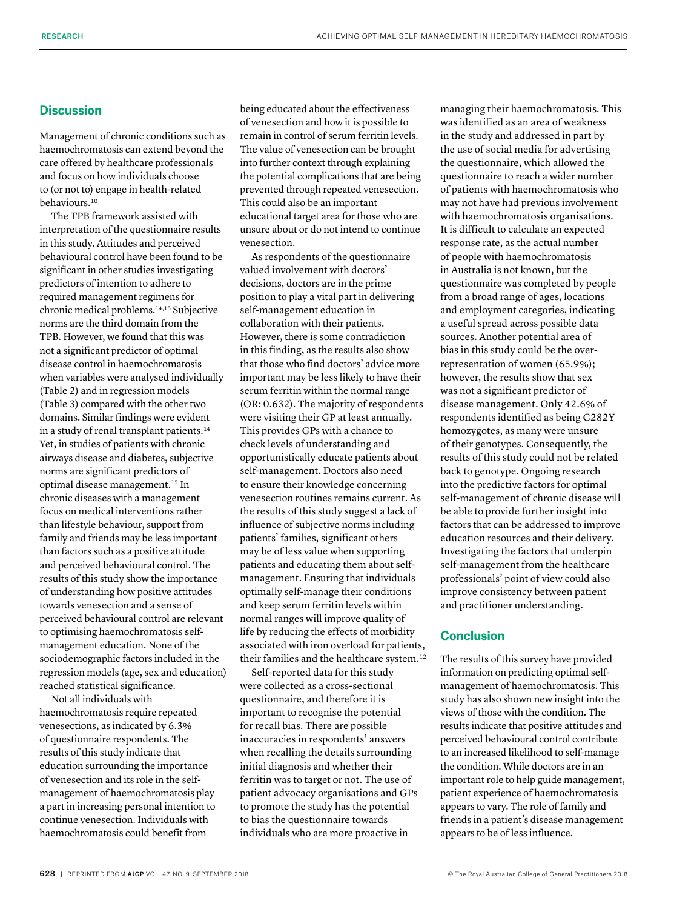## Discussion

Management of chronic conditions such as haemochromatosis can extend beyond the care offered by healthcare professionals and focus on how individuals choose to (or not to) engage in health-related behaviours.[10]

The TPB framework assisted with interpretation of the questionnaire results in this study. Attitudes and perceived behavioural control have been found to be significant in other studies investigating predictors of intention to adhere to required management regimens for chronic medical problems.[14,15] Subjective norms are the third domain from the TPB. However, we found that this was not a significant predictor of optimal disease control in haemochromatosis when variables were analysed individually (Table 2) and in regression models (Table 3) compared with the other two domains. Similar findings were evident in a study of renal transplant patients.[14] Yet, in studies of patients with chronic airways disease and diabetes, subjective norms are significant predictors of optimal disease management.[15] In chronic diseases with a management focus on medical interventions rather than lifestyle behaviour, support from family and friends may be less important than factors such as a positive attitude and perceived behavioural control. The results of this study show the importance of understanding how positive attitudes towards venesection and a sense of perceived behavioural control are relevant to optimising haemochromatosis self-management education. None of the sociodemographic factors included in the regression models (age, sex and education) reached statistical significance.

Not all individuals with haemochromatosis require repeated venesections, as indicated by 6.3% of questionnaire respondents. The results of this study indicate that education surrounding the importance of venesection and its role in the self-management of haemochromatosis play a part in increasing personal intention to continue venesection. Individuals with haemochromatosis could benefit from being educated about the effectiveness of venesection and how it is possible to remain in control of serum ferritin levels. The value of venesection can be brought into further context through explaining the potential complications that are being prevented through repeated venesection. This could also be an important educational target area for those who are unsure about or do not intend to continue venesection.

As respondents of the questionnaire valued involvement with doctors' decisions, doctors are in the prime position to play a vital part in delivering self-management education in collaboration with their patients. However, there is some contradiction in this finding, as the results also show that those who find doctors' advice more important may be less likely to have their serum ferritin within the normal range (OR: 0.632). The majority of respondents were visiting their GP at least annually. This provides GPs with a chance to check levels of understanding and opportunistically educate patients about self-management. Doctors also need to ensure their knowledge concerning venesection routines remains current. As the results of this study suggest a lack of influence of subjective norms including patients' families, significant others may be of less value when supporting patients and educating them about self-management. Ensuring that individuals optimally self-manage their conditions and keep serum ferritin levels within normal ranges will improve quality of life by reducing the effects of morbidity associated with iron overload for patients, their families and the healthcare system.[12]

Self-reported data for this study were collected as a cross-sectional questionnaire, and therefore it is important to recognise the potential for recall bias. There are possible inaccuracies in respondents' answers when recalling the details surrounding initial diagnosis and whether their ferritin was to target or not. The use of patient advocacy organisations and GPs to promote the study has the potential to bias the questionnaire towards individuals who are more proactive in managing their haemochromatosis. This was identified as an area of weakness in the study and addressed in part by the use of social media for advertising the questionnaire, which allowed the questionnaire to reach a wider number of patients with haemochromatosis who may not have had previous involvement with haemochromatosis organisations. It is difficult to calculate an expected response rate, as the actual number of people with haemochromatosis in Australia is not known, but the questionnaire was completed by people from a broad range of ages, locations and employment categories, indicating a useful spread across possible data sources. Another potential area of bias in this study could be the over-representation of women (65.9%); however, the results show that sex was not a significant predictor of disease management. Only 42.6% of respondents identified as being C282Y homozygotes, as many were unsure of their genotypes. Consequently, the results of this study could not be related back to genotype. Ongoing research into the predictive factors for optimal self-management of chronic disease will be able to provide further insight into factors that can be addressed to improve education resources and their delivery. Investigating the factors that underpin self-management from the healthcare professionals' point of view could also improve consistency between patient and practitioner understanding.

## Conclusion

The results of this survey have provided information on predicting optimal self-management of haemochromatosis. This study has also shown new insight into the views of those with the condition. The results indicate that positive attitudes and perceived behavioural control contribute to an increased likelihood to self-manage the condition. While doctors are in an important role to help guide management, patient experience of haemochromatosis appears to vary. The role of family and friends in a patient's disease management appears to be of less influence.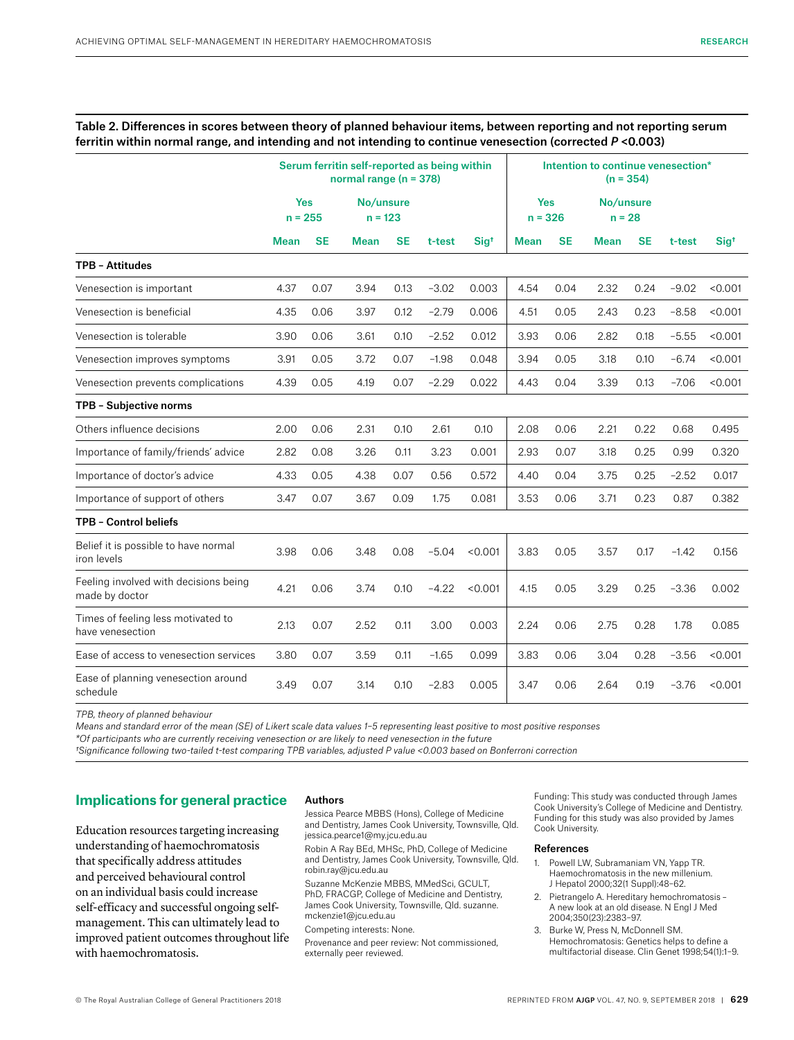**Table 2. Differences in scores between theory of planned behaviour items, between reporting and not reporting serum ferritin within normal range, and intending and not intending to continue venesection (corrected $P$ <0.003)**

| | Serum ferritin self-reported as being within normal range (n = 378) | | | | | | Intention to continue venesection* (n = 354) | | | | | |
|---|---|---|---|---|---|---|---|---|---|---|---|---|
| | Yes n = 255 | | No/unsure n = 123 | | | | Yes n = 326 | | No/unsure n = 28 | | | |
| | Mean | SE | Mean | SE | t-test | Sig† | Mean | SE | Mean | SE | t-test | Sig† |
| **TPB – Attitudes** | | | | | | | | | | | | |
| Venesection is important | 4.37 | 0.07 | 3.94 | 0.13 | −3.02 | 0.003 | 4.54 | 0.04 | 2.32 | 0.24 | −9.02 | <0.001 |
| Venesection is beneficial | 4.35 | 0.06 | 3.97 | 0.12 | −2.79 | 0.006 | 4.51 | 0.05 | 2.43 | 0.23 | −8.58 | <0.001 |
| Venesection is tolerable | 3.90 | 0.06 | 3.61 | 0.10 | −2.52 | 0.012 | 3.93 | 0.06 | 2.82 | 0.18 | −5.55 | <0.001 |
| Venesection improves symptoms | 3.91 | 0.05 | 3.72 | 0.07 | −1.98 | 0.048 | 3.94 | 0.05 | 3.18 | 0.10 | −6.74 | <0.001 |
| Venesection prevents complications | 4.39 | 0.05 | 4.19 | 0.07 | −2.29 | 0.022 | 4.43 | 0.04 | 3.39 | 0.13 | −7.06 | <0.001 |
| **TPB – Subjective norms** | | | | | | | | | | | | |
| Others influence decisions | 2.00 | 0.06 | 2.31 | 0.10 | 2.61 | 0.10 | 2.08 | 0.06 | 2.21 | 0.22 | 0.68 | 0.495 |
| Importance of family/friends' advice | 2.82 | 0.08 | 3.26 | 0.11 | 3.23 | 0.001 | 2.93 | 0.07 | 3.18 | 0.25 | 0.99 | 0.320 |
| Importance of doctor's advice | 4.33 | 0.05 | 4.38 | 0.07 | 0.56 | 0.572 | 4.40 | 0.04 | 3.75 | 0.25 | −2.52 | 0.017 |
| Importance of support of others | 3.47 | 0.07 | 3.67 | 0.09 | 1.75 | 0.081 | 3.53 | 0.06 | 3.71 | 0.23 | 0.87 | 0.382 |
| **TPB – Control beliefs** | | | | | | | | | | | | |
| Belief it is possible to have normal iron levels | 3.98 | 0.06 | 3.48 | 0.08 | −5.04 | <0.001 | 3.83 | 0.05 | 3.57 | 0.17 | −1.42 | 0.156 |
| Feeling involved with decisions being made by doctor | 4.21 | 0.06 | 3.74 | 0.10 | −4.22 | <0.001 | 4.15 | 0.05 | 3.29 | 0.25 | −3.36 | 0.002 |
| Times of feeling less motivated to have venesection | 2.13 | 0.07 | 2.52 | 0.11 | 3.00 | 0.003 | 2.24 | 0.06 | 2.75 | 0.28 | 1.78 | 0.085 |
| Ease of access to venesection services | 3.80 | 0.07 | 3.59 | 0.11 | −1.65 | 0.099 | 3.83 | 0.06 | 3.04 | 0.28 | −3.56 | <0.001 |
| Ease of planning venesection around schedule | 3.49 | 0.07 | 3.14 | 0.10 | −2.83 | 0.005 | 3.47 | 0.06 | 2.64 | 0.19 | −3.76 | <0.001 |

*TPB, theory of planned behaviour*

*Means and standard error of the mean (SE) of Likert scale data values 1–5 representing least positive to most positive responses*

*\*Of participants who are currently receiving venesection or are likely to need venesection in the future*

*†Significance following two-tailed t-test comparing TPB variables, adjusted P value <0.003 based on Bonferroni correction*

## Implications for general practice

Education resources targeting increasing understanding of haemochromatosis that specifically address attitudes and perceived behavioural control on an individual basis could increase self-efficacy and successful ongoing self-management. This can ultimately lead to improved patient outcomes throughout life with haemochromatosis.

### Authors

Jessica Pearce MBBS (Hons), College of Medicine and Dentistry, James Cook University, Townsville, Qld. jessica.pearce1@my.jcu.edu.au

Robin A Ray BEd, MHSc, PhD, College of Medicine and Dentistry, James Cook University, Townsville, Qld. robin.ray@jcu.edu.au

Suzanne McKenzie MBBS, MMedSci, GCULT, PhD, FRACGP, College of Medicine and Dentistry, James Cook University, Townsville, Qld. suzanne.mckenzie1@jcu.edu.au

Competing interests: None.

Provenance and peer review: Not commissioned, externally peer reviewed.

Funding: This study was conducted through James Cook University's College of Medicine and Dentistry. Funding for this study was also provided by James Cook University.

### References

1. Powell LW, Subramaniam VN, Yapp TR. Haemochromatosis in the new millenium. J Hepatol 2000;32(1 Suppl):48–62.
2. Pietrangelo A. Hereditary hemochromatosis – A new look at an old disease. N Engl J Med 2004;350(23):2383–97.
3. Burke W, Press N, McDonnell SM. Hemochromatosis: Genetics helps to define a multifactorial disease. Clin Genet 1998;54(1):1–9.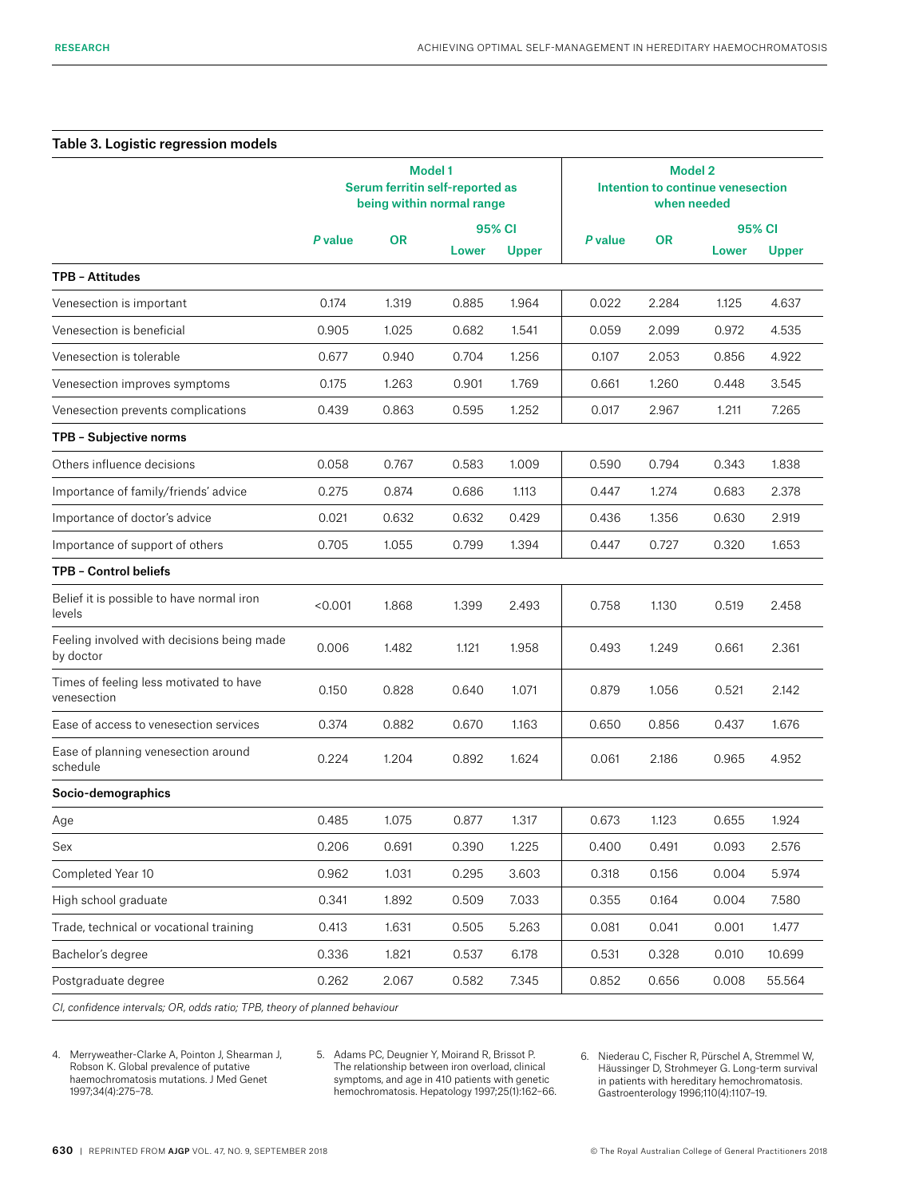**Table 3. Logistic regression models**

| | Model 1 Serum ferritin self-reported as being within normal range | | | | Model 2 Intention to continue venesection when needed | | | |
|---|---|---|---|---|---|---|---|---|
| | *P* value | OR | 95% CI Lower | 95% CI Upper | *P* value | OR | 95% CI Lower | 95% CI Upper |
| **TPB – Attitudes** | | | | | | | | |
| Venesection is important | 0.174 | 1.319 | 0.885 | 1.964 | 0.022 | 2.284 | 1.125 | 4.637 |
| Venesection is beneficial | 0.905 | 1.025 | 0.682 | 1.541 | 0.059 | 2.099 | 0.972 | 4.535 |
| Venesection is tolerable | 0.677 | 0.940 | 0.704 | 1.256 | 0.107 | 2.053 | 0.856 | 4.922 |
| Venesection improves symptoms | 0.175 | 1.263 | 0.901 | 1.769 | 0.661 | 1.260 | 0.448 | 3.545 |
| Venesection prevents complications | 0.439 | 0.863 | 0.595 | 1.252 | 0.017 | 2.967 | 1.211 | 7.265 |
| **TPB – Subjective norms** | | | | | | | | |
| Others influence decisions | 0.058 | 0.767 | 0.583 | 1.009 | 0.590 | 0.794 | 0.343 | 1.838 |
| Importance of family/friends' advice | 0.275 | 0.874 | 0.686 | 1.113 | 0.447 | 1.274 | 0.683 | 2.378 |
| Importance of doctor's advice | 0.021 | 0.632 | 0.632 | 0.429 | 0.436 | 1.356 | 0.630 | 2.919 |
| Importance of support of others | 0.705 | 1.055 | 0.799 | 1.394 | 0.447 | 0.727 | 0.320 | 1.653 |
| **TPB – Control beliefs** | | | | | | | | |
| Belief it is possible to have normal iron levels | <0.001 | 1.868 | 1.399 | 2.493 | 0.758 | 1.130 | 0.519 | 2.458 |
| Feeling involved with decisions being made by doctor | 0.006 | 1.482 | 1.121 | 1.958 | 0.493 | 1.249 | 0.661 | 2.361 |
| Times of feeling less motivated to have venesection | 0.150 | 0.828 | 0.640 | 1.071 | 0.879 | 1.056 | 0.521 | 2.142 |
| Ease of access to venesection services | 0.374 | 0.882 | 0.670 | 1.163 | 0.650 | 0.856 | 0.437 | 1.676 |
| Ease of planning venesection around schedule | 0.224 | 1.204 | 0.892 | 1.624 | 0.061 | 2.186 | 0.965 | 4.952 |
| **Socio-demographics** | | | | | | | | |
| Age | 0.485 | 1.075 | 0.877 | 1.317 | 0.673 | 1.123 | 0.655 | 1.924 |
| Sex | 0.206 | 0.691 | 0.390 | 1.225 | 0.400 | 0.491 | 0.093 | 2.576 |
| Completed Year 10 | 0.962 | 1.031 | 0.295 | 3.603 | 0.318 | 0.156 | 0.004 | 5.974 |
| High school graduate | 0.341 | 1.892 | 0.509 | 7.033 | 0.355 | 0.164 | 0.004 | 7.580 |
| Trade, technical or vocational training | 0.413 | 1.631 | 0.505 | 5.263 | 0.081 | 0.041 | 0.001 | 1.477 |
| Bachelor's degree | 0.336 | 1.821 | 0.537 | 6.178 | 0.531 | 0.328 | 0.010 | 10.699 |
| Postgraduate degree | 0.262 | 2.067 | 0.582 | 7.345 | 0.852 | 0.656 | 0.008 | 55.564 |

*CI, confidence intervals; OR, odds ratio; TPB, theory of planned behaviour*

4. Merryweather-Clarke A, Pointon J, Shearman J, Robson K. Global prevalence of putative haemochromatosis mutations. J Med Genet 1997;34(4):275–78.
5. Adams PC, Deugnier Y, Moirand R, Brissot P. The relationship between iron overload, clinical symptoms, and age in 410 patients with genetic hemochromatosis. Hepatology 1997;25(1):162–66.
6. Niederau C, Fischer R, Pürschel A, Stremmel W, Häussinger D, Strohmeyer G. Long-term survival in patients with hereditary hemochromatosis. Gastroenterology 1996;110(4):1107–19.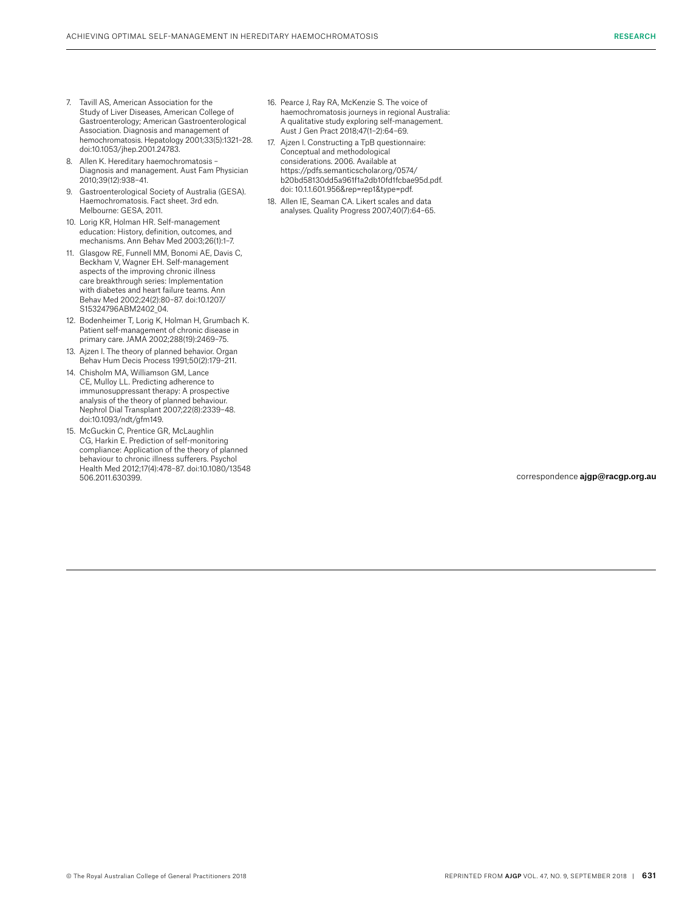7. Tavill AS, American Association for the Study of Liver Diseases, American College of Gastroenterology; American Gastroenterological Association. Diagnosis and management of hemochromatosis. Hepatology 2001;33(5):1321–28. doi:10.1053/jhep.2001.24783.
8. Allen K. Hereditary haemochromatosis – Diagnosis and management. Aust Fam Physician 2010;39(12):938–41.
9. Gastroenterological Society of Australia (GESA). Haemochromatosis. Fact sheet. 3rd edn. Melbourne: GESA, 2011.
10. Lorig KR, Holman HR. Self-management education: History, definition, outcomes, and mechanisms. Ann Behav Med 2003;26(1):1–7.
11. Glasgow RE, Funnell MM, Bonomi AE, Davis C, Beckham V, Wagner EH. Self-management aspects of the improving chronic illness care breakthrough series: Implementation with diabetes and heart failure teams. Ann Behav Med 2002;24(2):80–87. doi:10.1207/S15324796ABM2402_04.
12. Bodenheimer T, Lorig K, Holman H, Grumbach K. Patient self-management of chronic disease in primary care. JAMA 2002;288(19):2469–75.
13. Ajzen I. The theory of planned behavior. Organ Behav Hum Decis Process 1991;50(2):179–211.
14. Chisholm MA, Williamson GM, Lance CE, Mulloy LL. Predicting adherence to immunosuppressant therapy: A prospective analysis of the theory of planned behaviour. Nephrol Dial Transplant 2007;22(8):2339–48. doi:10.1093/ndt/gfm149.
15. McGuckin C, Prentice GR, McLaughlin CG, Harkin E. Prediction of self-monitoring compliance: Application of the theory of planned behaviour to chronic illness sufferers. Psychol Health Med 2012;17(4):478–87. doi:10.1080/13548506.2011.630399.
16. Pearce J, Ray RA, McKenzie S. The voice of haemochromatosis journeys in regional Australia: A qualitative study exploring self-management. Aust J Gen Pract 2018;47(1–2):64–69.
17. Ajzen I. Constructing a TpB questionnaire: Conceptual and methodological considerations. 2006. Available at https://pdfs.semanticscholar.org/0574/b20bd58130dd5a961f1a2db10fd1fcbae95d.pdf. doi: 10.1.1.601.956&rep=rep1&type=pdf.
18. Allen IE, Seaman CA. Likert scales and data analyses. Quality Progress 2007;40(7):64–65.

correspondence **ajgp@racgp.org.au**